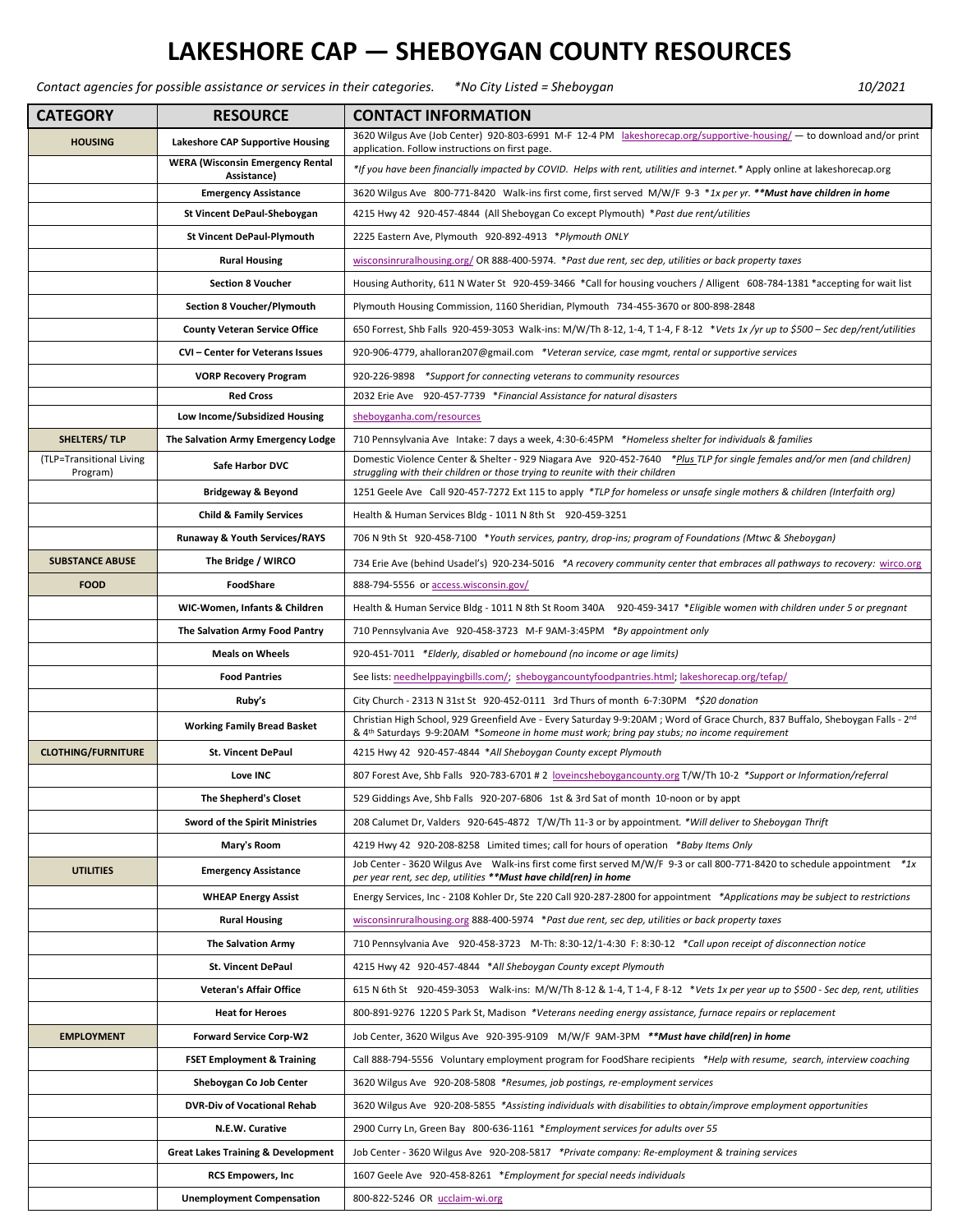# LAKESHORE CAP — SHEBOYGAN COUNTY RESOURCES

*Contact agencies for possible assistance or services in their categories.* *\*No City Listed = Sheboygan* *10/2021*

| CATEGORY | RESOURCE | CONTACT INFORMATION |
|---|---|---|
| **HOUSING** | **Lakeshore CAP Supportive Housing** | 3620 Wilgus Ave (Job Center) 920-803-6991 M-F 12-4 PM lakeshorecap.org/supportive-housing/ — to download and/or print application. Follow instructions on first page. |
| | **WERA (Wisconsin Emergency Rental Assistance)** | *\*If you have been financially impacted by COVID. Helps with rent, utilities and internet.\** Apply online at lakeshorecap.org |
| | **Emergency Assistance** | 3620 Wilgus Ave 800-771-8420 Walk-ins first come, first served M/W/F 9-3 *\*1x per yr.* ***\*\*Must have children in home*** |
| | **St Vincent DePaul-Sheboygan** | 4215 Hwy 42 920-457-4844 (All Sheboygan Co except Plymouth) *\*Past due rent/utilities* |
| | **St Vincent DePaul-Plymouth** | 2225 Eastern Ave, Plymouth 920-892-4913 *\*Plymouth ONLY* |
| | **Rural Housing** | wisconsinruralhousing.org/ OR 888-400-5974. *\*Past due rent, sec dep, utilities or back property taxes* |
| | **Section 8 Voucher** | Housing Authority, 611 N Water St 920-459-3466 \*Call for housing vouchers / Alligent 608-784-1381 \*accepting for wait list |
| | **Section 8 Voucher/Plymouth** | Plymouth Housing Commission, 1160 Sheridian, Plymouth 734-455-3670 or 800-898-2848 |
| | **County Veteran Service Office** | 650 Forrest, Shb Falls 920-459-3053 Walk-ins: M/W/Th 8-12, 1-4, T 1-4, F 8-12 *\*Vets 1x /yr up to $500 – Sec dep/rent/utilities* |
| | **CVI – Center for Veterans Issues** | 920-906-4779, ahalloran207@gmail.com *\*Veteran service, case mgmt, rental or supportive services* |
| | **VORP Recovery Program** | 920-226-9898 *\*Support for connecting veterans to community resources* |
| | **Red Cross** | 2032 Erie Ave 920-457-7739 *\*Financial Assistance for natural disasters* |
| | **Low Income/Subsidized Housing** | sheboyganha.com/resources |
| **SHELTERS/ TLP** | **The Salvation Army Emergency Lodge** | 710 Pennsylvania Ave Intake: 7 days a week, 4:30-6:45PM *\*Homeless shelter for individuals & families* |
| (TLP=Transitional Living Program) | **Safe Harbor DVC** | Domestic Violence Center & Shelter - 929 Niagara Ave 920-452-7640 *\*Plus TLP for single females and/or men (and children) struggling with their children or those trying to reunite with their children* |
| | **Bridgeway & Beyond** | 1251 Geele Ave Call 920-457-7272 Ext 115 to apply *\*TLP for homeless or unsafe single mothers & children (Interfaith org)* |
| | **Child & Family Services** | Health & Human Services Bldg - 1011 N 8th St 920-459-3251 |
| | **Runaway & Youth Services/RAYS** | 706 N 9th St 920-458-7100 \**Youth services, pantry, drop-ins; program of Foundations (Mtwc & Sheboygan)* |
| **SUBSTANCE ABUSE** | **The Bridge / WIRCO** | 734 Erie Ave (behind Usadel's) 920-234-5016 *\*A recovery community center that embraces all pathways to recovery:* wirco.org |
| **FOOD** | **FoodShare** | 888-794-5556 or access.wisconsin.gov/ |
| | **WIC-Women, Infants & Children** | Health & Human Service Bldg - 1011 N 8th St Room 340A 920-459-3417 \**Eligible women with children under 5 or pregnant* |
| | **The Salvation Army Food Pantry** | 710 Pennsylvania Ave 920-458-3723 M-F 9AM-3:45PM *\*By appointment only* |
| | **Meals on Wheels** | 920-451-7011 *\*Elderly, disabled or homebound (no income or age limits)* |
| | **Food Pantries** | See lists: needhelppayingbills.com/; sheboygancountyfoodpantries.html; lakeshorecap.org/tefap/ |
| | **Ruby's** | City Church - 2313 N 31st St 920-452-0111 3rd Thurs of month 6-7:30PM *\*$20 donation* |
| | **Working Family Bread Basket** | Christian High School, 929 Greenfield Ave - Every Saturday 9-9:20AM ; Word of Grace Church, 837 Buffalo, Sheboygan Falls - 2nd & 4th Saturdays 9-9:20AM \**Someone in home must work; bring pay stubs; no income requirement* |
| **CLOTHING/FURNITURE** | **St. Vincent DePaul** | 4215 Hwy 42 920-457-4844 \**All Sheboygan County except Plymouth* |
| | **Love INC** | 807 Forest Ave, Shb Falls 920-783-6701 # 2 loveincsheboygancounty.org T/W/Th 10-2 *\*Support or Information/referral* |
| | **The Shepherd's Closet** | 529 Giddings Ave, Shb Falls 920-207-6806 1st & 3rd Sat of month 10-noon or by appt |
| | **Sword of the Spirit Ministries** | 208 Calumet Dr, Valders 920-645-4872 T/W/Th 11-3 or by appointment. *\*Will deliver to Sheboygan Thrift* |
| | **Mary's Room** | 4219 Hwy 42 920-208-8258 Limited times; call for hours of operation *\*Baby Items Only* |
| **UTILITIES** | **Emergency Assistance** | Job Center - 3620 Wilgus Ave Walk-ins first come first served M/W/F 9-3 or call 800-771-8420 to schedule appointment *\*1x per year rent, sec dep, utilities* ***\*\*Must have child(ren) in home*** |
| | **WHEAP Energy Assist** | Energy Services, Inc - 2108 Kohler Dr, Ste 220 Call 920-287-2800 for appointment *\*Applications may be subject to restrictions* |
| | **Rural Housing** | wisconsinruralhousing.org 888-400-5974 *\*Past due rent, sec dep, utilities or back property taxes* |
| | **The Salvation Army** | 710 Pennsylvania Ave 920-458-3723 M-Th: 8:30-12/1-4:30 F: 8:30-12 *\*Call upon receipt of disconnection notice* |
| | **St. Vincent DePaul** | 4215 Hwy 42 920-457-4844 *\*All Sheboygan County except Plymouth* |
| | **Veteran's Affair Office** | 615 N 6th St 920-459-3053 Walk-ins: M/W/Th 8-12 & 1-4, T 1-4, F 8-12 *\*Vets 1x per year up to $500 - Sec dep, rent, utilities* |
| | **Heat for Heroes** | 800-891-9276 1220 S Park St, Madison *\*Veterans needing energy assistance, furnace repairs or replacement* |
| **EMPLOYMENT** | **Forward Service Corp-W2** | Job Center, 3620 Wilgus Ave 920-395-9109 M/W/F 9AM-3PM ***\*\*Must have child(ren) in home*** |
| | **FSET Employment & Training** | Call 888-794-5556 Voluntary employment program for FoodShare recipients *\*Help with resume, search, interview coaching* |
| | **Sheboygan Co Job Center** | 3620 Wilgus Ave 920-208-5808 *\*Resumes, job postings, re-employment services* |
| | **DVR-Div of Vocational Rehab** | 3620 Wilgus Ave 920-208-5855 *\*Assisting individuals with disabilities to obtain/improve employment opportunities* |
| | **N.E.W. Curative** | 2900 Curry Ln, Green Bay 800-636-1161 \**Employment services for adults over 55* |
| | **Great Lakes Training & Development** | Job Center - 3620 Wilgus Ave 920-208-5817 *\*Private company: Re-employment & training services* |
| | **RCS Empowers, Inc** | 1607 Geele Ave 920-458-8261 \**Employment for special needs individuals* |
| | **Unemployment Compensation** | 800-822-5246 OR ucclaim-wi.org |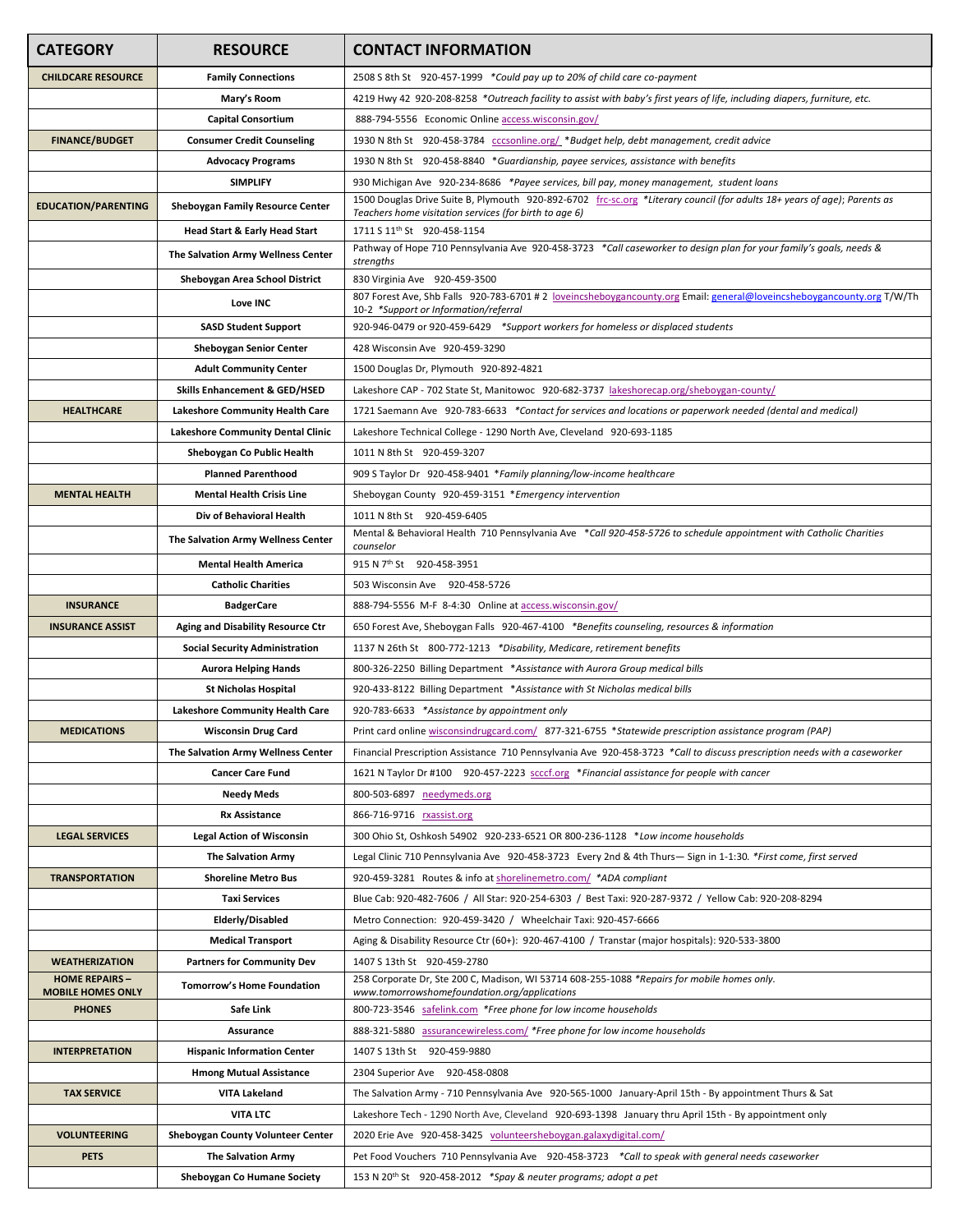| CATEGORY | RESOURCE | CONTACT INFORMATION |
|---|---|---|
| **CHILDCARE RESOURCE** | **Family Connections** | 2508 S 8th St 920-457-1999 *\*Could pay up to 20% of child care co-payment* |
| | **Mary's Room** | 4219 Hwy 42 920-208-8258 *\*Outreach facility to assist with baby's first years of life, including diapers, furniture, etc.* |
| | **Capital Consortium** | 888-794-5556 Economic Online access.wisconsin.gov/ |
| **FINANCE/BUDGET** | **Consumer Credit Counseling** | 1930 N 8th St 920-458-3784 cccsonline.org/ *\*Budget help, debt management, credit advice* |
| | **Advocacy Programs** | 1930 N 8th St 920-458-8840 *\*Guardianship, payee services, assistance with benefits* |
| | **SIMPLIFY** | 930 Michigan Ave 920-234-8686 *\*Payee services, bill pay, money management, student loans* |
| **EDUCATION/PARENTING** | **Sheboygan Family Resource Center** | 1500 Douglas Drive Suite B, Plymouth 920-892-6702 frc-sc.org *\*Literary council (for adults 18+ years of age); Parents as Teachers home visitation services (for birth to age 6)* |
| | **Head Start & Early Head Start** | 1711 S 11th St 920-458-1154 |
| | **The Salvation Army Wellness Center** | Pathway of Hope 710 Pennsylvania Ave 920-458-3723 *\*Call caseworker to design plan for your family's goals, needs & strengths* |
| | **Sheboygan Area School District** | 830 Virginia Ave 920-459-3500 |
| | **Love INC** | 807 Forest Ave, Shb Falls 920-783-6701 # 2 loveincsheboygancounty.org Email: general@loveincsheboygancounty.org T/W/Th 10-2 *\*Support or Information/referral* |
| | **SASD Student Support** | 920-946-0479 or 920-459-6429 *\*Support workers for homeless or displaced students* |
| | **Sheboygan Senior Center** | 428 Wisconsin Ave 920-459-3290 |
| | **Adult Community Center** | 1500 Douglas Dr, Plymouth 920-892-4821 |
| | **Skills Enhancement & GED/HSED** | Lakeshore CAP - 702 State St, Manitowoc 920-682-3737 lakeshorecap.org/sheboygan-county/ |
| **HEALTHCARE** | **Lakeshore Community Health Care** | 1721 Saemann Ave 920-783-6633 *\*Contact for services and locations or paperwork needed (dental and medical)* |
| | **Lakeshore Community Dental Clinic** | Lakeshore Technical College - 1290 North Ave, Cleveland 920-693-1185 |
| | **Sheboygan Co Public Health** | 1011 N 8th St 920-459-3207 |
| | **Planned Parenthood** | 909 S Taylor Dr 920-458-9401 *\*Family planning/low-income healthcare* |
| **MENTAL HEALTH** | **Mental Health Crisis Line** | Sheboygan County 920-459-3151 *\*Emergency intervention* |
| | **Div of Behavioral Health** | 1011 N 8th St 920-459-6405 |
| | **The Salvation Army Wellness Center** | Mental & Behavioral Health 710 Pennsylvania Ave *\*Call 920-458-5726 to schedule appointment with Catholic Charities counselor* |
| | **Mental Health America** | 915 N 7th St 920-458-3951 |
| | **Catholic Charities** | 503 Wisconsin Ave 920-458-5726 |
| **INSURANCE** | **BadgerCare** | 888-794-5556 M-F 8-4:30 Online at access.wisconsin.gov/ |
| **INSURANCE ASSIST** | **Aging and Disability Resource Ctr** | 650 Forest Ave, Sheboygan Falls 920-467-4100 *\*Benefits counseling, resources & information* |
| | **Social Security Administration** | 1137 N 26th St 800-772-1213 *\*Disability, Medicare, retirement benefits* |
| | **Aurora Helping Hands** | 800-326-2250 Billing Department *\*Assistance with Aurora Group medical bills* |
| | **St Nicholas Hospital** | 920-433-8122 Billing Department *\*Assistance with St Nicholas medical bills* |
| | **Lakeshore Community Health Care** | 920-783-6633 *\*Assistance by appointment only* |
| **MEDICATIONS** | **Wisconsin Drug Card** | Print card online wisconsindrugcard.com/ 877-321-6755 *\*Statewide prescription assistance program (PAP)* |
| | **The Salvation Army Wellness Center** | Financial Prescription Assistance 710 Pennsylvania Ave 920-458-3723 *\*Call to discuss prescription needs with a caseworker* |
| | **Cancer Care Fund** | 1621 N Taylor Dr #100 920-457-2223 scccf.org *\*Financial assistance for people with cancer* |
| | **Needy Meds** | 800-503-6897 needymeds.org |
| | **Rx Assistance** | 866-716-9716 rxassist.org |
| **LEGAL SERVICES** | **Legal Action of Wisconsin** | 300 Ohio St, Oshkosh 54902 920-233-6521 OR 800-236-1128 *\*Low income households* |
| | **The Salvation Army** | Legal Clinic 710 Pennsylvania Ave 920-458-3723 Every 2nd & 4th Thurs— Sign in 1-1:30. *\*First come, first served* |
| **TRANSPORTATION** | **Shoreline Metro Bus** | 920-459-3281 Routes & info at shorelinemetro.com/ *\*ADA compliant* |
| | **Taxi Services** | Blue Cab: 920-482-7606 / All Star: 920-254-6303 / Best Taxi: 920-287-9372 / Yellow Cab: 920-208-8294 |
| | **Elderly/Disabled** | Metro Connection: 920-459-3420 / Wheelchair Taxi: 920-457-6666 |
| | **Medical Transport** | Aging & Disability Resource Ctr (60+): 920-467-4100 / Transtar (major hospitals): 920-533-3800 |
| **WEATHERIZATION** | **Partners for Community Dev** | 1407 S 13th St 920-459-2780 |
| **HOME REPAIRS – MOBILE HOMES ONLY** | **Tomorrow's Home Foundation** | 258 Corporate Dr, Ste 200 C, Madison, WI 53714 608-255-1088 *\*Repairs for mobile homes only. www.tomorrowshomefoundation.org/applications* |
| **PHONES** | **Safe Link** | 800-723-3546 safelink.com *\*Free phone for low income households* |
| | **Assurance** | 888-321-5880 assurancewireless.com/ *\*Free phone for low income households* |
| **INTERPRETATION** | **Hispanic Information Center** | 1407 S 13th St 920-459-9880 |
| | **Hmong Mutual Assistance** | 2304 Superior Ave 920-458-0808 |
| **TAX SERVICE** | **VITA Lakeland** | The Salvation Army - 710 Pennsylvania Ave 920-565-1000 January-April 15th - By appointment Thurs & Sat |
| | **VITA LTC** | Lakeshore Tech - 1290 North Ave, Cleveland 920-693-1398 January thru April 15th - By appointment only |
| **VOLUNTEERING** | **Sheboygan County Volunteer Center** | 2020 Erie Ave 920-458-3425 volunteersheboygan.galaxydigital.com/ |
| **PETS** | **The Salvation Army** | Pet Food Vouchers 710 Pennsylvania Ave 920-458-3723 *\*Call to speak with general needs caseworker* |
| | **Sheboygan Co Humane Society** | 153 N 20th St 920-458-2012 *\*Spay & neuter programs; adopt a pet* |